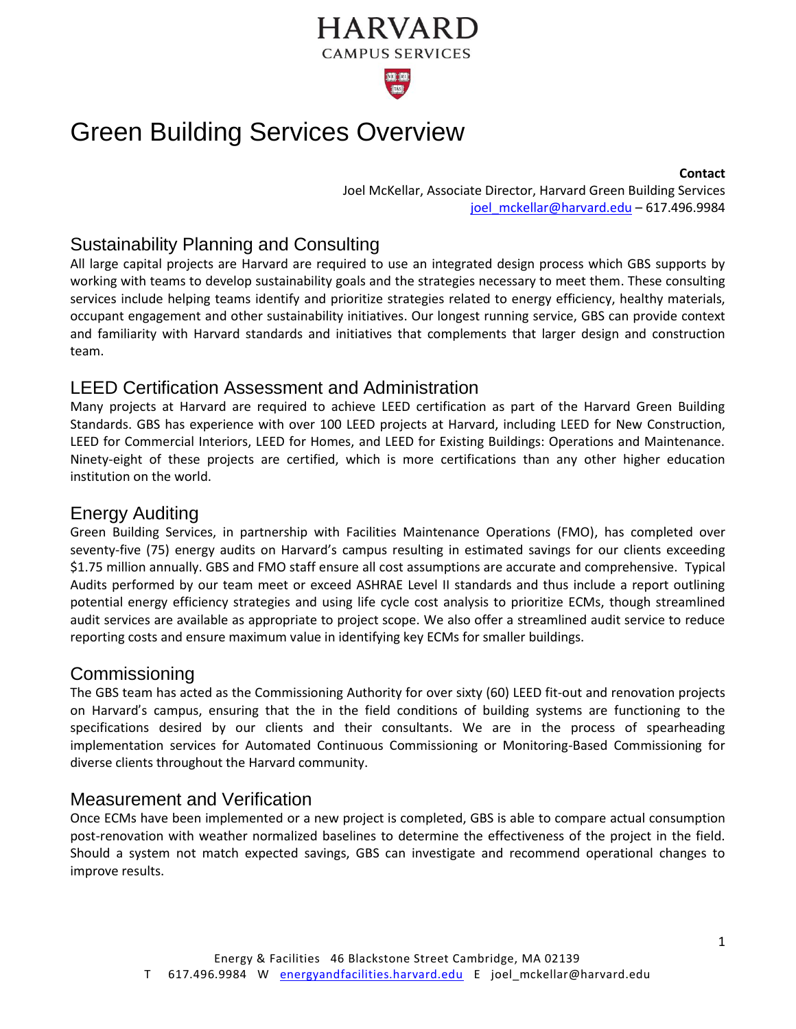# HARVARD

CAMPUS SERVICES

# Green Building Services Overview

**Contact**

Joel McKellar, Associate Director, Harvard Green Building Services

joel_mckellar@harvard.edu – 617.496.9984

## Sustainability Planning and Consulting

All large capital projects are Harvard are required to use an integrated design process which GBS supports by working with teams to develop sustainability goals and the strategies necessary to meet them. These consulting services include helping teams identify and prioritize strategies related to energy efficiency, healthy materials, occupant engagement and other sustainability initiatives. Our longest running service, GBS can provide context and familiarity with Harvard standards and initiatives that complements that larger design and construction team.

## LEED Certification Assessment and Administration

Many projects at Harvard are required to achieve LEED certification as part of the Harvard Green Building Standards. GBS has experience with over 100 LEED projects at Harvard, including LEED for New Construction, LEED for Commercial Interiors, LEED for Homes, and LEED for Existing Buildings: Operations and Maintenance. Ninety-eight of these projects are certified, which is more certifications than any other higher education institution on the world.

## Energy Auditing

Green Building Services, in partnership with Facilities Maintenance Operations (FMO), has completed over seventy-five (75) energy audits on Harvard's campus resulting in estimated savings for our clients exceeding $1.75 million annually. GBS and FMO staff ensure all cost assumptions are accurate and comprehensive. Typical Audits performed by our team meet or exceed ASHRAE Level II standards and thus include a report outlining potential energy efficiency strategies and using life cycle cost analysis to prioritize ECMs, though streamlined audit services are available as appropriate to project scope. We also offer a streamlined audit service to reduce reporting costs and ensure maximum value in identifying key ECMs for smaller buildings.

## Commissioning

The GBS team has acted as the Commissioning Authority for over sixty (60) LEED fit-out and renovation projects on Harvard's campus, ensuring that the in the field conditions of building systems are functioning to the specifications desired by our clients and their consultants. We are in the process of spearheading implementation services for Automated Continuous Commissioning or Monitoring-Based Commissioning for diverse clients throughout the Harvard community.

## Measurement and Verification

Once ECMs have been implemented or a new project is completed, GBS is able to compare actual consumption post-renovation with weather normalized baselines to determine the effectiveness of the project in the field. Should a system not match expected savings, GBS can investigate and recommend operational changes to improve results.

Energy & Facilities 46 Blackstone Street Cambridge, MA 02139

T 617.496.9984 W energyandfacilities.harvard.edu E joel_mckellar@harvard.edu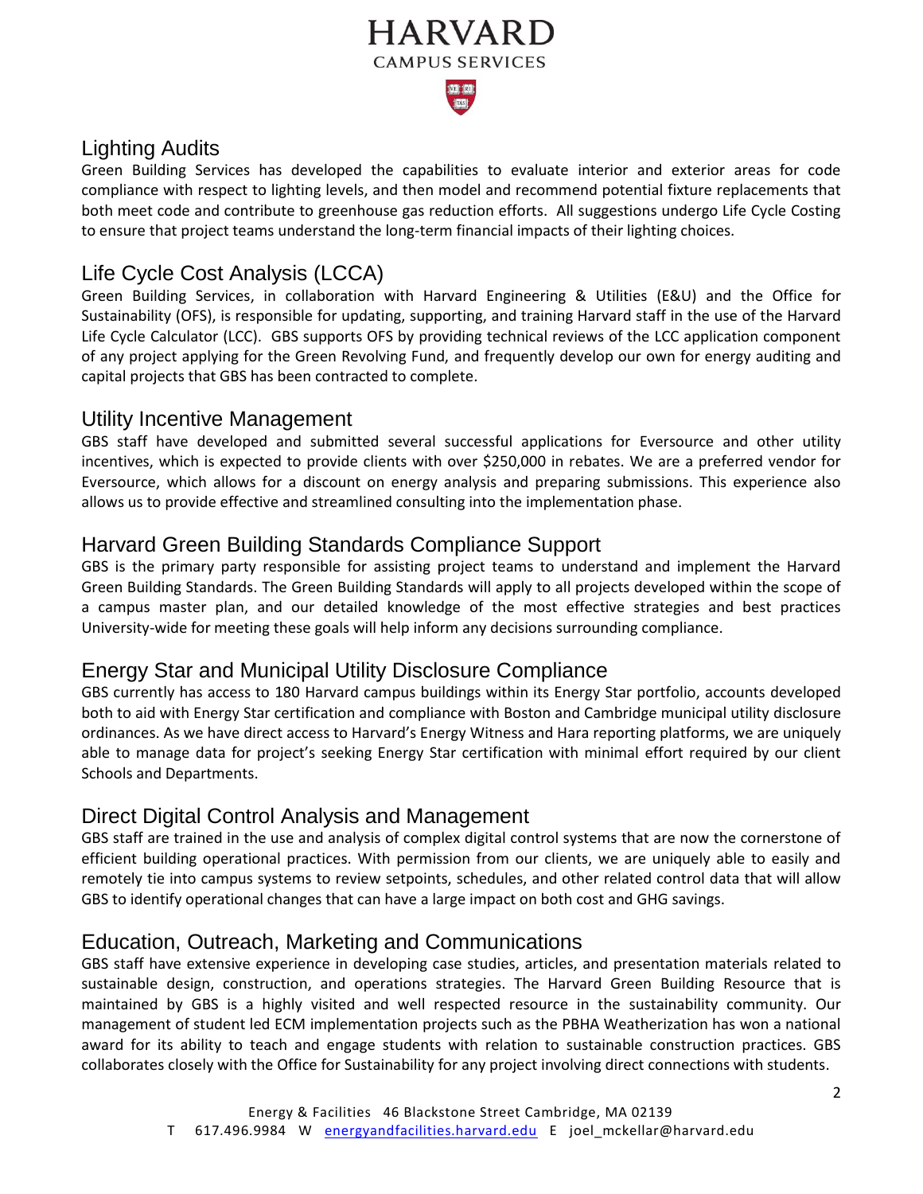## Lighting Audits

Green Building Services has developed the capabilities to evaluate interior and exterior areas for code compliance with respect to lighting levels, and then model and recommend potential fixture replacements that both meet code and contribute to greenhouse gas reduction efforts. All suggestions undergo Life Cycle Costing to ensure that project teams understand the long-term financial impacts of their lighting choices.

## Life Cycle Cost Analysis (LCCA)

Green Building Services, in collaboration with Harvard Engineering & Utilities (E&U) and the Office for Sustainability (OFS), is responsible for updating, supporting, and training Harvard staff in the use of the Harvard Life Cycle Calculator (LCC). GBS supports OFS by providing technical reviews of the LCC application component of any project applying for the Green Revolving Fund, and frequently develop our own for energy auditing and capital projects that GBS has been contracted to complete.

## Utility Incentive Management

GBS staff have developed and submitted several successful applications for Eversource and other utility incentives, which is expected to provide clients with over $250,000 in rebates. We are a preferred vendor for Eversource, which allows for a discount on energy analysis and preparing submissions. This experience also allows us to provide effective and streamlined consulting into the implementation phase.

## Harvard Green Building Standards Compliance Support

GBS is the primary party responsible for assisting project teams to understand and implement the Harvard Green Building Standards. The Green Building Standards will apply to all projects developed within the scope of a campus master plan, and our detailed knowledge of the most effective strategies and best practices University-wide for meeting these goals will help inform any decisions surrounding compliance.

## Energy Star and Municipal Utility Disclosure Compliance

GBS currently has access to 180 Harvard campus buildings within its Energy Star portfolio, accounts developed both to aid with Energy Star certification and compliance with Boston and Cambridge municipal utility disclosure ordinances. As we have direct access to Harvard's Energy Witness and Hara reporting platforms, we are uniquely able to manage data for project's seeking Energy Star certification with minimal effort required by our client Schools and Departments.

## Direct Digital Control Analysis and Management

GBS staff are trained in the use and analysis of complex digital control systems that are now the cornerstone of efficient building operational practices. With permission from our clients, we are uniquely able to easily and remotely tie into campus systems to review setpoints, schedules, and other related control data that will allow GBS to identify operational changes that can have a large impact on both cost and GHG savings.

## Education, Outreach, Marketing and Communications

GBS staff have extensive experience in developing case studies, articles, and presentation materials related to sustainable design, construction, and operations strategies. The Harvard Green Building Resource that is maintained by GBS is a highly visited and well respected resource in the sustainability community. Our management of student led ECM implementation projects such as the PBHA Weatherization has won a national award for its ability to teach and engage students with relation to sustainable construction practices. GBS collaborates closely with the Office for Sustainability for any project involving direct connections with students.